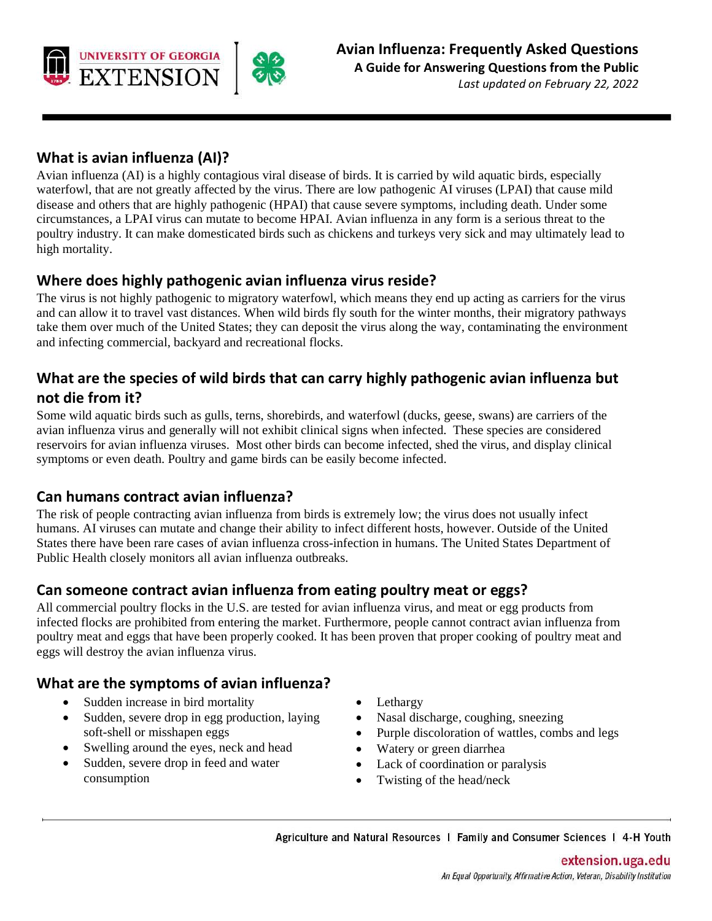# Avian Influenza: Frequently Asked Questions

**A Guide for Answering Questions from the Public**

*Last updated on February 22, 2022*

## What is avian influenza (AI)?

Avian influenza (AI) is a highly contagious viral disease of birds. It is carried by wild aquatic birds, especially waterfowl, that are not greatly affected by the virus. There are low pathogenic AI viruses (LPAI) that cause mild disease and others that are highly pathogenic (HPAI) that cause severe symptoms, including death. Under some circumstances, a LPAI virus can mutate to become HPAI. Avian influenza in any form is a serious threat to the poultry industry. It can make domesticated birds such as chickens and turkeys very sick and may ultimately lead to high mortality.

## Where does highly pathogenic avian influenza virus reside?

The virus is not highly pathogenic to migratory waterfowl, which means they end up acting as carriers for the virus and can allow it to travel vast distances. When wild birds fly south for the winter months, their migratory pathways take them over much of the United States; they can deposit the virus along the way, contaminating the environment and infecting commercial, backyard and recreational flocks.

## What are the species of wild birds that can carry highly pathogenic avian influenza but not die from it?

Some wild aquatic birds such as gulls, terns, shorebirds, and waterfowl (ducks, geese, swans) are carriers of the avian influenza virus and generally will not exhibit clinical signs when infected. These species are considered reservoirs for avian influenza viruses. Most other birds can become infected, shed the virus, and display clinical symptoms or even death. Poultry and game birds can be easily become infected.

## Can humans contract avian influenza?

The risk of people contracting avian influenza from birds is extremely low; the virus does not usually infect humans. AI viruses can mutate and change their ability to infect different hosts, however. Outside of the United States there have been rare cases of avian influenza cross-infection in humans. The United States Department of Public Health closely monitors all avian influenza outbreaks.

## Can someone contract avian influenza from eating poultry meat or eggs?

All commercial poultry flocks in the U.S. are tested for avian influenza virus, and meat or egg products from infected flocks are prohibited from entering the market. Furthermore, people cannot contract avian influenza from poultry meat and eggs that have been properly cooked. It has been proven that proper cooking of poultry meat and eggs will destroy the avian influenza virus.

## What are the symptoms of avian influenza?

- Sudden increase in bird mortality
- Sudden, severe drop in egg production, laying soft-shell or misshapen eggs
- Swelling around the eyes, neck and head
- Sudden, severe drop in feed and water consumption
- Lethargy
- Nasal discharge, coughing, sneezing
- Purple discoloration of wattles, combs and legs
- Watery or green diarrhea
- Lack of coordination or paralysis
- Twisting of the head/neck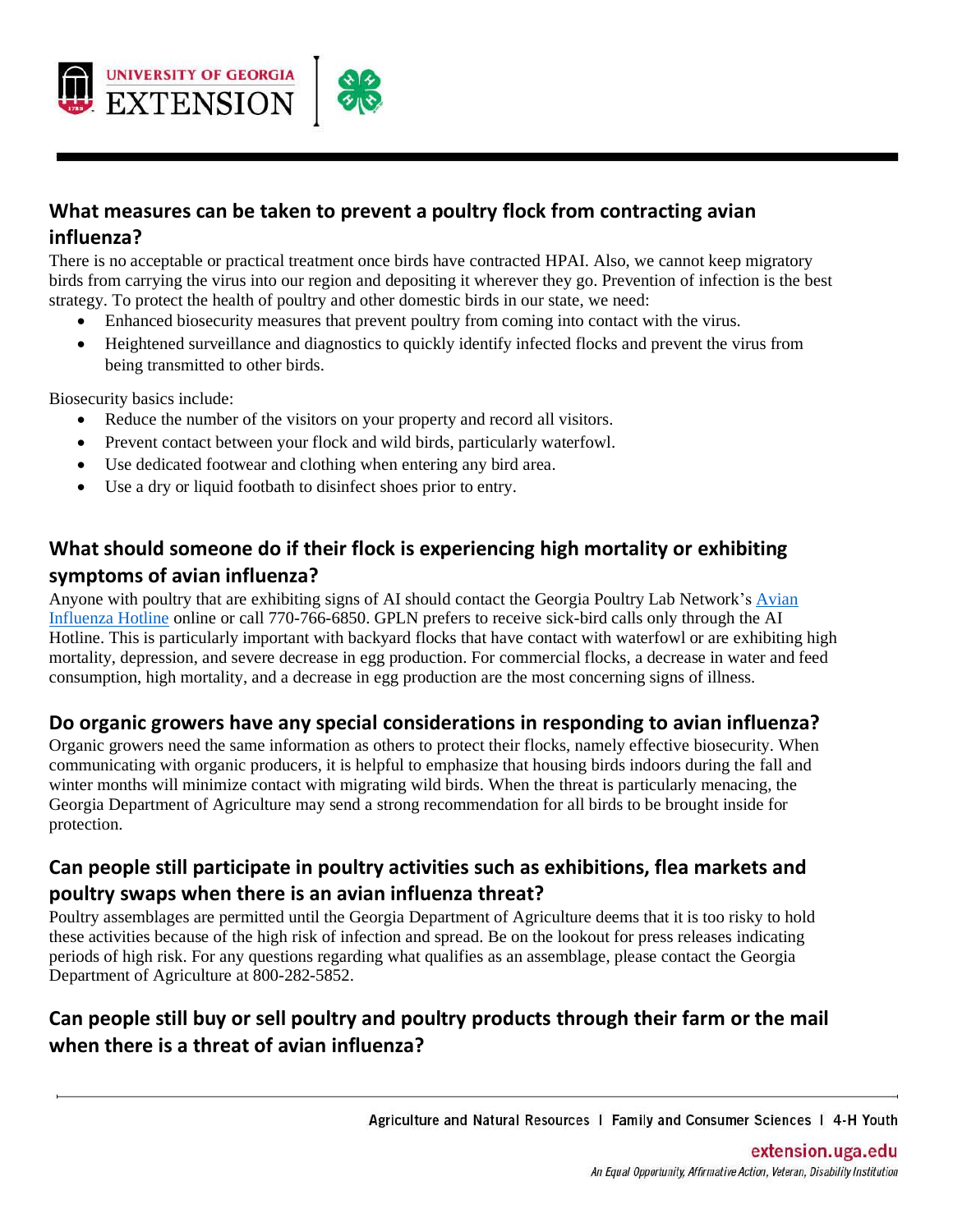## What measures can be taken to prevent a poultry flock from contracting avian influenza?

There is no acceptable or practical treatment once birds have contracted HPAI. Also, we cannot keep migratory birds from carrying the virus into our region and depositing it wherever they go. Prevention of infection is the best strategy. To protect the health of poultry and other domestic birds in our state, we need:

- Enhanced biosecurity measures that prevent poultry from coming into contact with the virus.
- Heightened surveillance and diagnostics to quickly identify infected flocks and prevent the virus from being transmitted to other birds.

Biosecurity basics include:

- Reduce the number of the visitors on your property and record all visitors.
- Prevent contact between your flock and wild birds, particularly waterfowl.
- Use dedicated footwear and clothing when entering any bird area.
- Use a dry or liquid footbath to disinfect shoes prior to entry.

## What should someone do if their flock is experiencing high mortality or exhibiting symptoms of avian influenza?

Anyone with poultry that are exhibiting signs of AI should contact the Georgia Poultry Lab Network's Avian Influenza Hotline online or call 770-766-6850. GPLN prefers to receive sick-bird calls only through the AI Hotline. This is particularly important with backyard flocks that have contact with waterfowl or are exhibiting high mortality, depression, and severe decrease in egg production. For commercial flocks, a decrease in water and feed consumption, high mortality, and a decrease in egg production are the most concerning signs of illness.

## Do organic growers have any special considerations in responding to avian influenza?

Organic growers need the same information as others to protect their flocks, namely effective biosecurity. When communicating with organic producers, it is helpful to emphasize that housing birds indoors during the fall and winter months will minimize contact with migrating wild birds. When the threat is particularly menacing, the Georgia Department of Agriculture may send a strong recommendation for all birds to be brought inside for protection.

## Can people still participate in poultry activities such as exhibitions, flea markets and poultry swaps when there is an avian influenza threat?

Poultry assemblages are permitted until the Georgia Department of Agriculture deems that it is too risky to hold these activities because of the high risk of infection and spread. Be on the lookout for press releases indicating periods of high risk. For any questions regarding what qualifies as an assemblage, please contact the Georgia Department of Agriculture at 800-282-5852.

## Can people still buy or sell poultry and poultry products through their farm or the mail when there is a threat of avian influenza?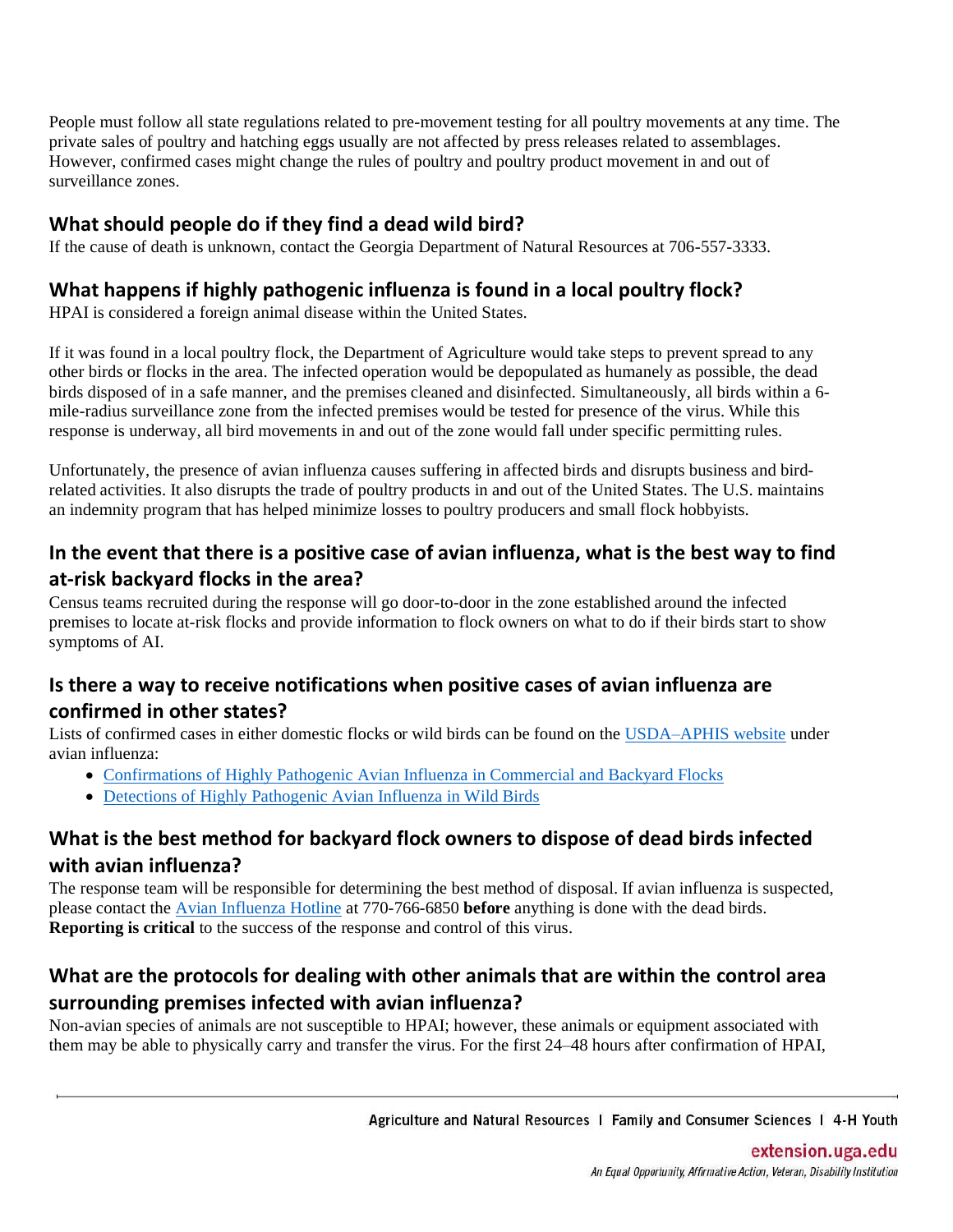People must follow all state regulations related to pre-movement testing for all poultry movements at any time. The private sales of poultry and hatching eggs usually are not affected by press releases related to assemblages. However, confirmed cases might change the rules of poultry and poultry product movement in and out of surveillance zones.

## What should people do if they find a dead wild bird?

If the cause of death is unknown, contact the Georgia Department of Natural Resources at 706-557-3333.

## What happens if highly pathogenic influenza is found in a local poultry flock?

HPAI is considered a foreign animal disease within the United States.

If it was found in a local poultry flock, the Department of Agriculture would take steps to prevent spread to any other birds or flocks in the area. The infected operation would be depopulated as humanely as possible, the dead birds disposed of in a safe manner, and the premises cleaned and disinfected. Simultaneously, all birds within a 6-mile-radius surveillance zone from the infected premises would be tested for presence of the virus. While this response is underway, all bird movements in and out of the zone would fall under specific permitting rules.

Unfortunately, the presence of avian influenza causes suffering in affected birds and disrupts business and bird-related activities. It also disrupts the trade of poultry products in and out of the United States. The U.S. maintains an indemnity program that has helped minimize losses to poultry producers and small flock hobbyists.

## In the event that there is a positive case of avian influenza, what is the best way to find at-risk backyard flocks in the area?

Census teams recruited during the response will go door-to-door in the zone established around the infected premises to locate at-risk flocks and provide information to flock owners on what to do if their birds start to show symptoms of AI.

## Is there a way to receive notifications when positive cases of avian influenza are confirmed in other states?

Lists of confirmed cases in either domestic flocks or wild birds can be found on the USDA–APHIS website under avian influenza:

- Confirmations of Highly Pathogenic Avian Influenza in Commercial and Backyard Flocks
- Detections of Highly Pathogenic Avian Influenza in Wild Birds

## What is the best method for backyard flock owners to dispose of dead birds infected with avian influenza?

The response team will be responsible for determining the best method of disposal. If avian influenza is suspected, please contact the Avian Influenza Hotline at 770-766-6850 **before** anything is done with the dead birds. **Reporting is critical** to the success of the response and control of this virus.

## What are the protocols for dealing with other animals that are within the control area surrounding premises infected with avian influenza?

Non-avian species of animals are not susceptible to HPAI; however, these animals or equipment associated with them may be able to physically carry and transfer the virus. For the first 24–48 hours after confirmation of HPAI,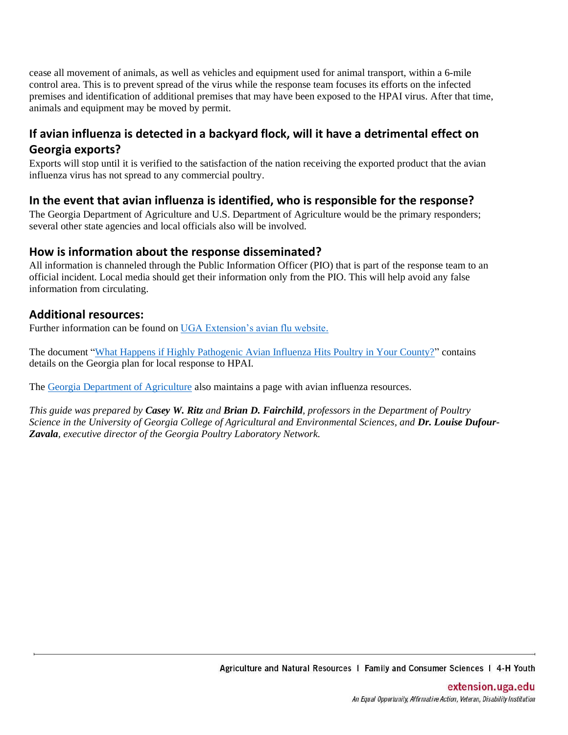cease all movement of animals, as well as vehicles and equipment used for animal transport, within a 6-mile control area. This is to prevent spread of the virus while the response team focuses its efforts on the infected premises and identification of additional premises that may have been exposed to the HPAI virus. After that time, animals and equipment may be moved by permit.

## If avian influenza is detected in a backyard flock, will it have a detrimental effect on Georgia exports?

Exports will stop until it is verified to the satisfaction of the nation receiving the exported product that the avian influenza virus has not spread to any commercial poultry.

## In the event that avian influenza is identified, who is responsible for the response?

The Georgia Department of Agriculture and U.S. Department of Agriculture would be the primary responders; several other state agencies and local officials also will be involved.

## How is information about the response disseminated?

All information is channeled through the Public Information Officer (PIO) that is part of the response team to an official incident. Local media should get their information only from the PIO. This will help avoid any false information from circulating.

## Additional resources:

Further information can be found on UGA Extension's avian flu website.

The document "What Happens if Highly Pathogenic Avian Influenza Hits Poultry in Your County?" contains details on the Georgia plan for local response to HPAI.

The Georgia Department of Agriculture also maintains a page with avian influenza resources.

*This guide was prepared by* ***Casey W. Ritz*** *and* ***Brian D. Fairchild****, professors in the Department of Poultry Science in the University of Georgia College of Agricultural and Environmental Sciences, and* ***Dr. Louise Dufour-Zavala****, executive director of the Georgia Poultry Laboratory Network.*

Agriculture and Natural Resources | Family and Consumer Sciences | 4-H Youth

extension.uga.edu

*An Equal Opportunity, Affirmative Action, Veteran, Disability Institution*